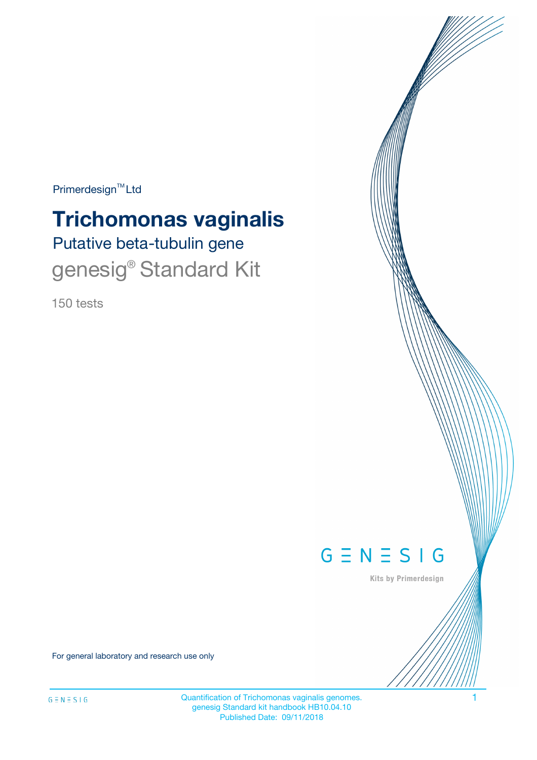Primerdesign™ Ltd

# Trichomonas vaginalis

## Putative beta-tubulin gene

genesig® Standard Kit

150 tests

GENESIG

Kits by Primerdesign

For general laboratory and research use only

Quantification of Trichomonas vaginalis genomes.
genesig Standard kit handbook HB10.04.10
Published Date: 09/11/2018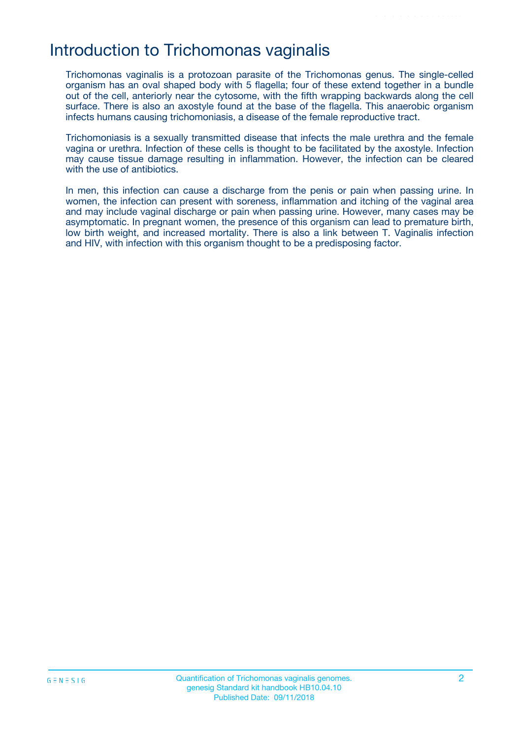# Introduction to Trichomonas vaginalis

Trichomonas vaginalis is a protozoan parasite of the Trichomonas genus. The single-celled organism has an oval shaped body with 5 flagella; four of these extend together in a bundle out of the cell, anteriorly near the cytosome, with the fifth wrapping backwards along the cell surface. There is also an axostyle found at the base of the flagella. This anaerobic organism infects humans causing trichomoniasis, a disease of the female reproductive tract.

Trichomoniasis is a sexually transmitted disease that infects the male urethra and the female vagina or urethra. Infection of these cells is thought to be facilitated by the axostyle. Infection may cause tissue damage resulting in inflammation. However, the infection can be cleared with the use of antibiotics.

In men, this infection can cause a discharge from the penis or pain when passing urine. In women, the infection can present with soreness, inflammation and itching of the vaginal area and may include vaginal discharge or pain when passing urine. However, many cases may be asymptomatic. In pregnant women, the presence of this organism can lead to premature birth, low birth weight, and increased mortality. There is also a link between T. Vaginalis infection and HIV, with infection with this organism thought to be a predisposing factor.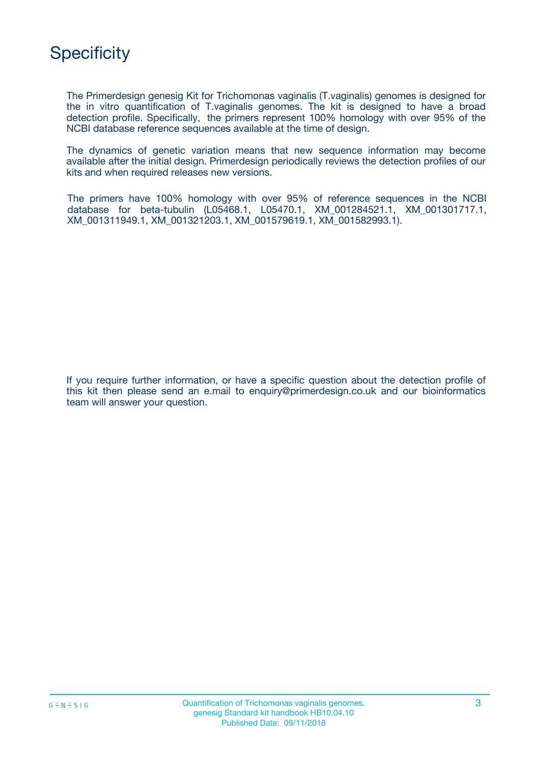# Specificity

The Primerdesign genesig Kit for Trichomonas vaginalis (T.vaginalis) genomes is designed for the in vitro quantification of T.vaginalis genomes. The kit is designed to have a broad detection profile. Specifically, the primers represent 100% homology with over 95% of the NCBI database reference sequences available at the time of design.

The dynamics of genetic variation means that new sequence information may become available after the initial design. Primerdesign periodically reviews the detection profiles of our kits and when required releases new versions.

The primers have 100% homology with over 95% of reference sequences in the NCBI database for beta-tubulin (L05468.1, L05470.1, XM_001284521.1, XM_001301717.1, XM_001311949.1, XM_001321203.1, XM_001579619.1, XM_001582993.1).

If you require further information, or have a specific question about the detection profile of this kit then please send an e.mail to enquiry@primerdesign.co.uk and our bioinformatics team will answer your question.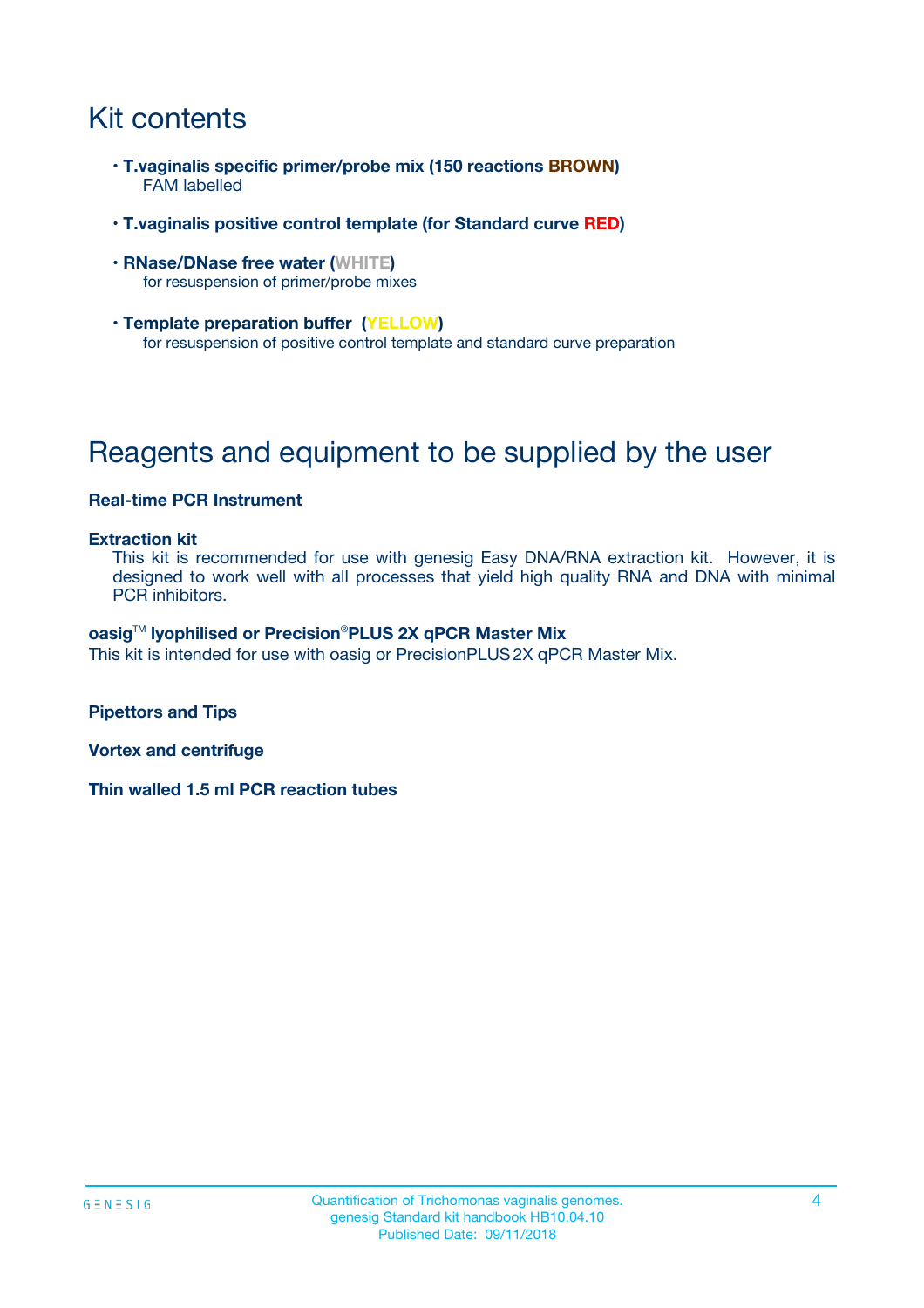# Kit contents

- **T.vaginalis specific primer/probe mix (150 reactions BROWN)**
  FAM labelled

- **T.vaginalis positive control template (for Standard curve RED)**

- **RNase/DNase free water (WHITE)**
  for resuspension of primer/probe mixes

- **Template preparation buffer (YELLOW)**
  for resuspension of positive control template and standard curve preparation

# Reagents and equipment to be supplied by the user

**Real-time PCR Instrument**

**Extraction kit**
This kit is recommended for use with genesig Easy DNA/RNA extraction kit. However, it is designed to work well with all processes that yield high quality RNA and DNA with minimal PCR inhibitors.

**oasig™ lyophilised or Precision®PLUS 2X qPCR Master Mix**
This kit is intended for use with oasig or PrecisionPLUS 2X qPCR Master Mix.

**Pipettors and Tips**

**Vortex and centrifuge**

**Thin walled 1.5 ml PCR reaction tubes**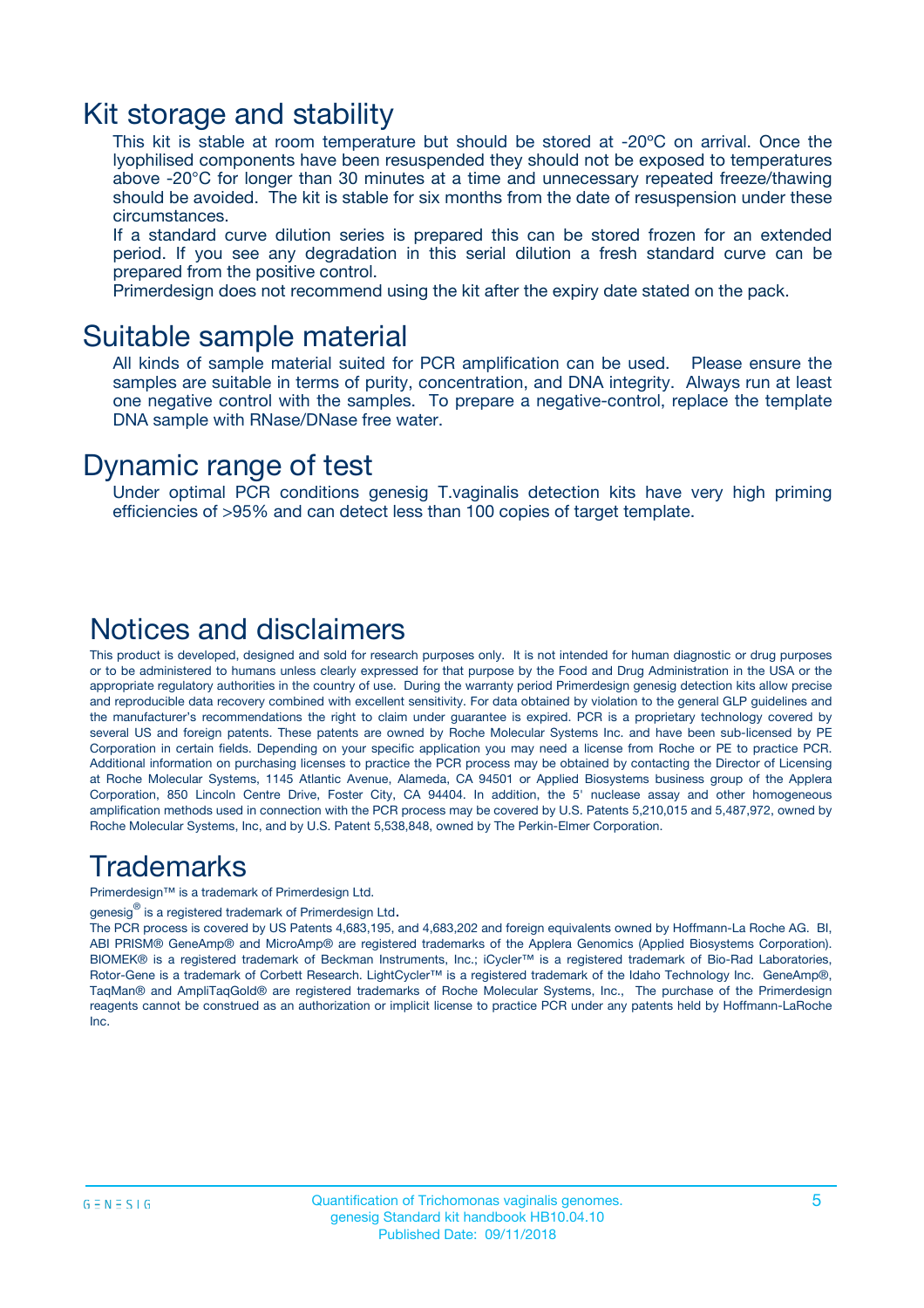## Kit storage and stability

This kit is stable at room temperature but should be stored at -20ºC on arrival. Once the lyophilised components have been resuspended they should not be exposed to temperatures above -20°C for longer than 30 minutes at a time and unnecessary repeated freeze/thawing should be avoided. The kit is stable for six months from the date of resuspension under these circumstances.

If a standard curve dilution series is prepared this can be stored frozen for an extended period. If you see any degradation in this serial dilution a fresh standard curve can be prepared from the positive control.

Primerdesign does not recommend using the kit after the expiry date stated on the pack.

## Suitable sample material

All kinds of sample material suited for PCR amplification can be used. Please ensure the samples are suitable in terms of purity, concentration, and DNA integrity. Always run at least one negative control with the samples. To prepare a negative-control, replace the template DNA sample with RNase/DNase free water.

## Dynamic range of test

Under optimal PCR conditions genesig T.vaginalis detection kits have very high priming efficiencies of >95% and can detect less than 100 copies of target template.

## Notices and disclaimers

This product is developed, designed and sold for research purposes only. It is not intended for human diagnostic or drug purposes or to be administered to humans unless clearly expressed for that purpose by the Food and Drug Administration in the USA or the appropriate regulatory authorities in the country of use. During the warranty period Primerdesign genesig detection kits allow precise and reproducible data recovery combined with excellent sensitivity. For data obtained by violation to the general GLP guidelines and the manufacturer's recommendations the right to claim under guarantee is expired. PCR is a proprietary technology covered by several US and foreign patents. These patents are owned by Roche Molecular Systems Inc. and have been sub-licensed by PE Corporation in certain fields. Depending on your specific application you may need a license from Roche or PE to practice PCR. Additional information on purchasing licenses to practice the PCR process may be obtained by contacting the Director of Licensing at Roche Molecular Systems, 1145 Atlantic Avenue, Alameda, CA 94501 or Applied Biosystems business group of the Applera Corporation, 850 Lincoln Centre Drive, Foster City, CA 94404. In addition, the 5' nuclease assay and other homogeneous amplification methods used in connection with the PCR process may be covered by U.S. Patents 5,210,015 and 5,487,972, owned by Roche Molecular Systems, Inc, and by U.S. Patent 5,538,848, owned by The Perkin-Elmer Corporation.

## Trademarks

Primerdesign™ is a trademark of Primerdesign Ltd.

genesig® is a registered trademark of Primerdesign Ltd.

The PCR process is covered by US Patents 4,683,195, and 4,683,202 and foreign equivalents owned by Hoffmann-La Roche AG. BI, ABI PRISM® GeneAmp® and MicroAmp® are registered trademarks of the Applera Genomics (Applied Biosystems Corporation). BIOMEK® is a registered trademark of Beckman Instruments, Inc.; iCycler™ is a registered trademark of Bio-Rad Laboratories, Rotor-Gene is a trademark of Corbett Research. LightCycler™ is a registered trademark of the Idaho Technology Inc. GeneAmp®, TaqMan® and AmpliTaqGold® are registered trademarks of Roche Molecular Systems, Inc., The purchase of the Primerdesign reagents cannot be construed as an authorization or implicit license to practice PCR under any patents held by Hoffmann-LaRoche Inc.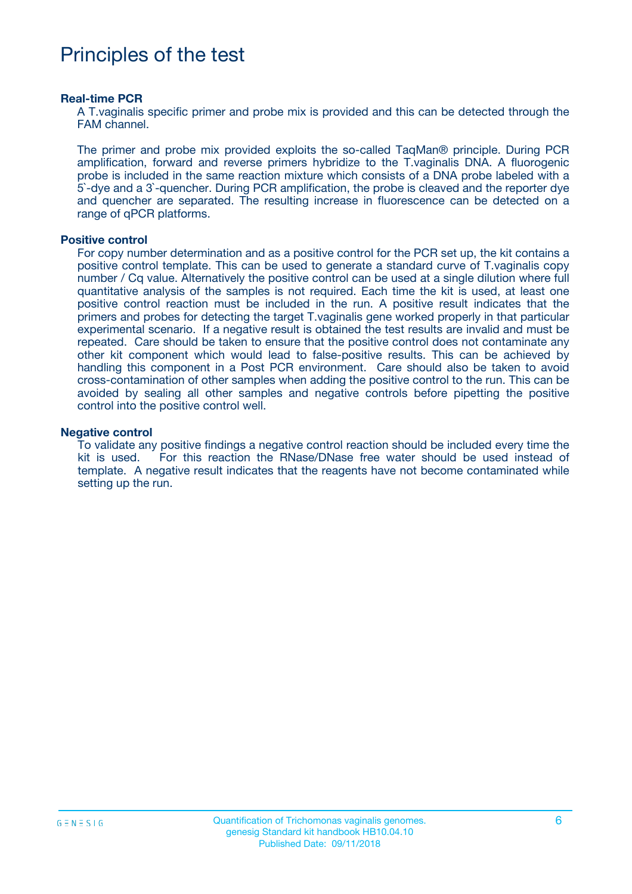# Principles of the test

### Real-time PCR

A T.vaginalis specific primer and probe mix is provided and this can be detected through the FAM channel.

The primer and probe mix provided exploits the so-called TaqMan® principle. During PCR amplification, forward and reverse primers hybridize to the T.vaginalis DNA. A fluorogenic probe is included in the same reaction mixture which consists of a DNA probe labeled with a 5`-dye and a 3`-quencher. During PCR amplification, the probe is cleaved and the reporter dye and quencher are separated. The resulting increase in fluorescence can be detected on a range of qPCR platforms.

### Positive control

For copy number determination and as a positive control for the PCR set up, the kit contains a positive control template. This can be used to generate a standard curve of T.vaginalis copy number / Cq value. Alternatively the positive control can be used at a single dilution where full quantitative analysis of the samples is not required. Each time the kit is used, at least one positive control reaction must be included in the run. A positive result indicates that the primers and probes for detecting the target T.vaginalis gene worked properly in that particular experimental scenario. If a negative result is obtained the test results are invalid and must be repeated. Care should be taken to ensure that the positive control does not contaminate any other kit component which would lead to false-positive results. This can be achieved by handling this component in a Post PCR environment. Care should also be taken to avoid cross-contamination of other samples when adding the positive control to the run. This can be avoided by sealing all other samples and negative controls before pipetting the positive control into the positive control well.

### Negative control

To validate any positive findings a negative control reaction should be included every time the kit is used. For this reaction the RNase/DNase free water should be used instead of template. A negative result indicates that the reagents have not become contaminated while setting up the run.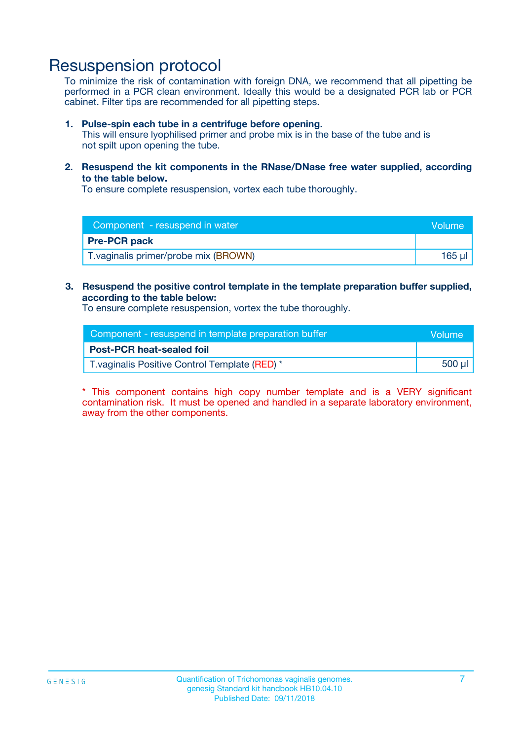# Resuspension protocol

To minimize the risk of contamination with foreign DNA, we recommend that all pipetting be performed in a PCR clean environment. Ideally this would be a designated PCR lab or PCR cabinet. Filter tips are recommended for all pipetting steps.

1. **Pulse-spin each tube in a centrifuge before opening.**
   This will ensure lyophilised primer and probe mix is in the base of the tube and is not spilt upon opening the tube.

2. **Resuspend the kit components in the RNase/DNase free water supplied, according to the table below.**
   To ensure complete resuspension, vortex each tube thoroughly.

| Component - resuspend in water | Volume |
|---|---|
| **Pre-PCR pack** | |
| T.vaginalis primer/probe mix (BROWN) | 165 µl |

3. **Resuspend the positive control template in the template preparation buffer supplied, according to the table below:**
   To ensure complete resuspension, vortex the tube thoroughly.

| Component - resuspend in template preparation buffer | Volume |
|---|---|
| **Post-PCR heat-sealed foil** | |
| T.vaginalis Positive Control Template (RED) * | 500 µl |

* This component contains high copy number template and is a VERY significant contamination risk. It must be opened and handled in a separate laboratory environment, away from the other components.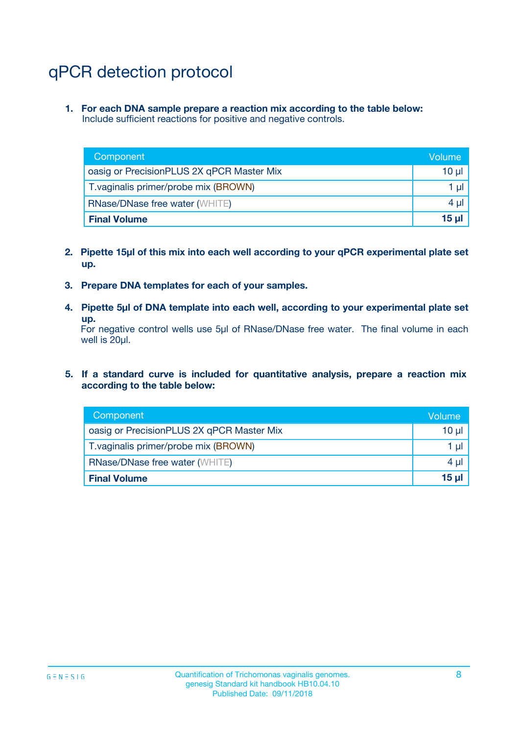# qPCR detection protocol

1. **For each DNA sample prepare a reaction mix according to the table below:**
   Include sufficient reactions for positive and negative controls.

| Component | Volume |
|---|---|
| oasig or PrecisionPLUS 2X qPCR Master Mix | 10 µl |
| T.vaginalis primer/probe mix (BROWN) | 1 µl |
| RNase/DNase free water (WHITE) | 4 µl |
| **Final Volume** | **15 µl** |

2. **Pipette 15µl of this mix into each well according to your qPCR experimental plate set up.**

3. **Prepare DNA templates for each of your samples.**

4. **Pipette 5µl of DNA template into each well, according to your experimental plate set up.**
   For negative control wells use 5µl of RNase/DNase free water. The final volume in each well is 20µl.

5. **If a standard curve is included for quantitative analysis, prepare a reaction mix according to the table below:**

| Component | Volume |
|---|---|
| oasig or PrecisionPLUS 2X qPCR Master Mix | 10 µl |
| T.vaginalis primer/probe mix (BROWN) | 1 µl |
| RNase/DNase free water (WHITE) | 4 µl |
| **Final Volume** | **15 µl** |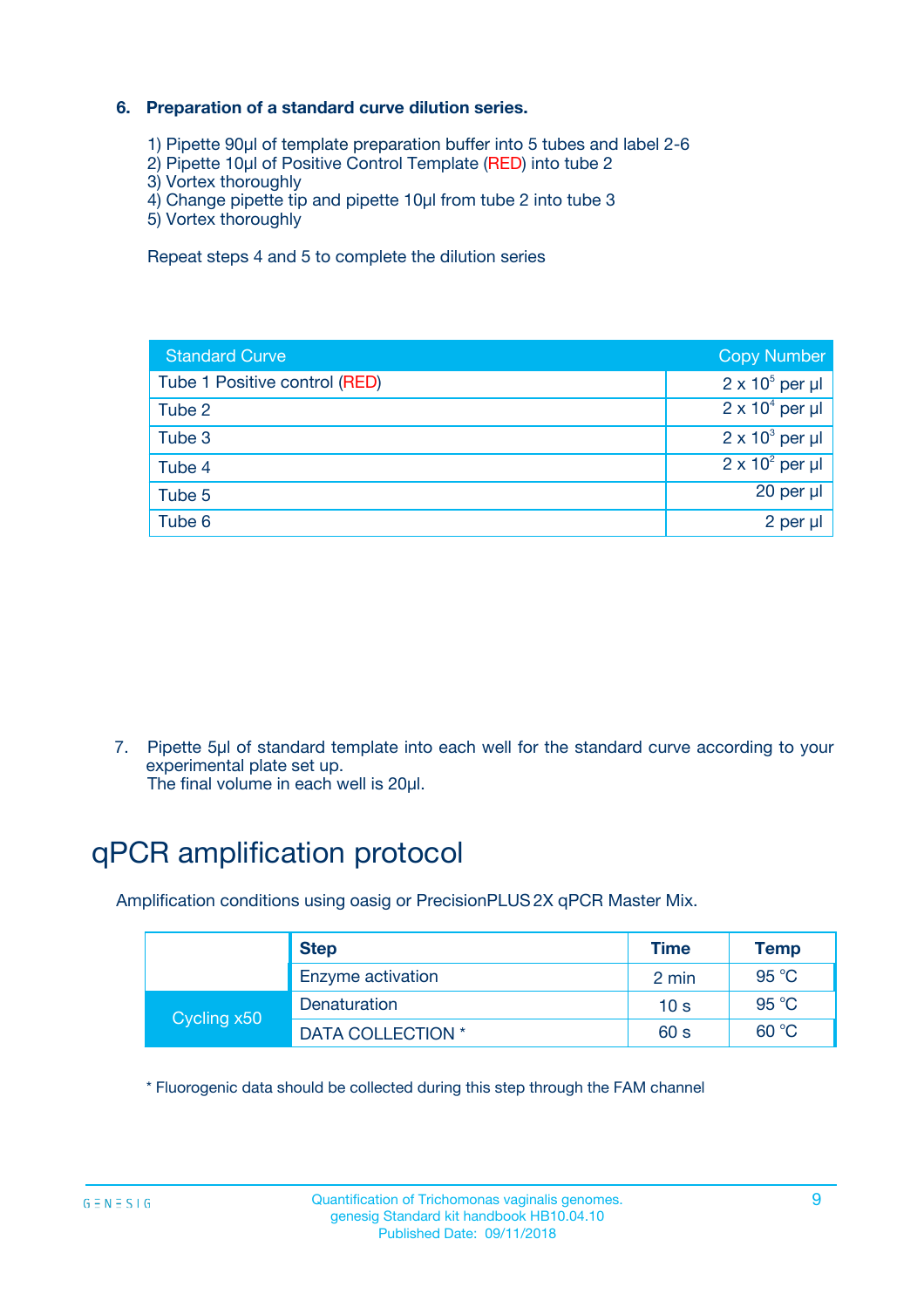### 6. Preparation of a standard curve dilution series.

1) Pipette 90µl of template preparation buffer into 5 tubes and label 2-6
2) Pipette 10µl of Positive Control Template (RED) into tube 2
3) Vortex thoroughly
4) Change pipette tip and pipette 10µl from tube 2 into tube 3
5) Vortex thoroughly

Repeat steps 4 and 5 to complete the dilution series

| Standard Curve | Copy Number |
|---|---|
| Tube 1 Positive control (RED) | $2 \times 10^5$ per µl |
| Tube 2 | $2 \times 10^4$ per µl |
| Tube 3 | $2 \times 10^3$ per µl |
| Tube 4 | $2 \times 10^2$ per µl |
| Tube 5 | 20 per µl |
| Tube 6 | 2 per µl |

7. Pipette 5µl of standard template into each well for the standard curve according to your experimental plate set up.
The final volume in each well is 20µl.

# qPCR amplification protocol

Amplification conditions using oasig or PrecisionPLUS 2X qPCR Master Mix.

| | Step | Time | Temp |
|---|---|---|---|
| | Enzyme activation | 2 min | 95 °C |
| Cycling x50 | Denaturation | 10 s | 95 °C |
| | DATA COLLECTION * | 60 s | 60 °C |

* Fluorogenic data should be collected during this step through the FAM channel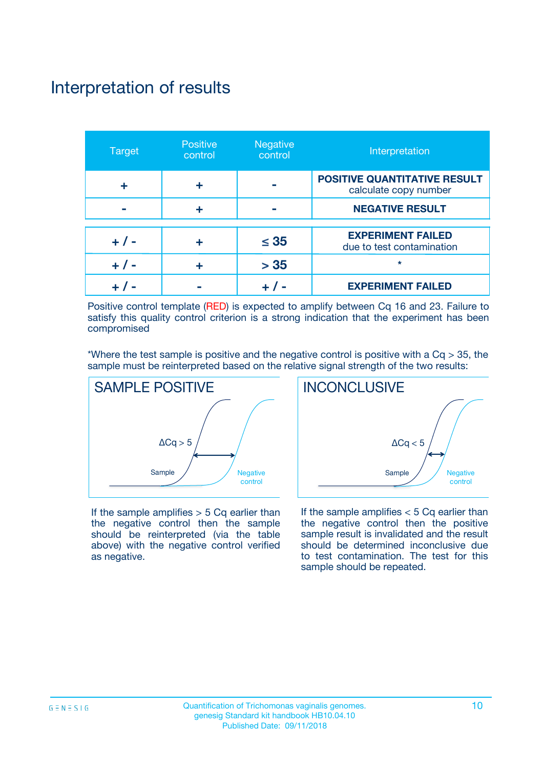# Interpretation of results

| Target | Positive control | Negative control | Interpretation |
|---|---|---|---|
| + | + | - | **POSITIVE QUANTITATIVE RESULT** calculate copy number |
| - | + | - | **NEGATIVE RESULT** |
| + / - | + | ≤ 35 | **EXPERIMENT FAILED** due to test contamination |
| + / - | + | > 35 | * |
| + / - | - | + / - | **EXPERIMENT FAILED** |

Positive control template (RED) is expected to amplify between Cq 16 and 23. Failure to satisfy this quality control criterion is a strong indication that the experiment has been compromised

*Where the test sample is positive and the negative control is positive with a Cq > 35, the sample must be reinterpreted based on the relative signal strength of the two results:

SAMPLE POSITIVE

ΔCq > 5

Sample

Negative control

If the sample amplifies > 5 Cq earlier than the negative control then the sample should be reinterpreted (via the table above) with the negative control verified as negative.

INCONCLUSIVE

ΔCq < 5

Sample

Negative control

If the sample amplifies < 5 Cq earlier than the negative control then the positive sample result is invalidated and the result should be determined inconclusive due to test contamination. The test for this sample should be repeated.